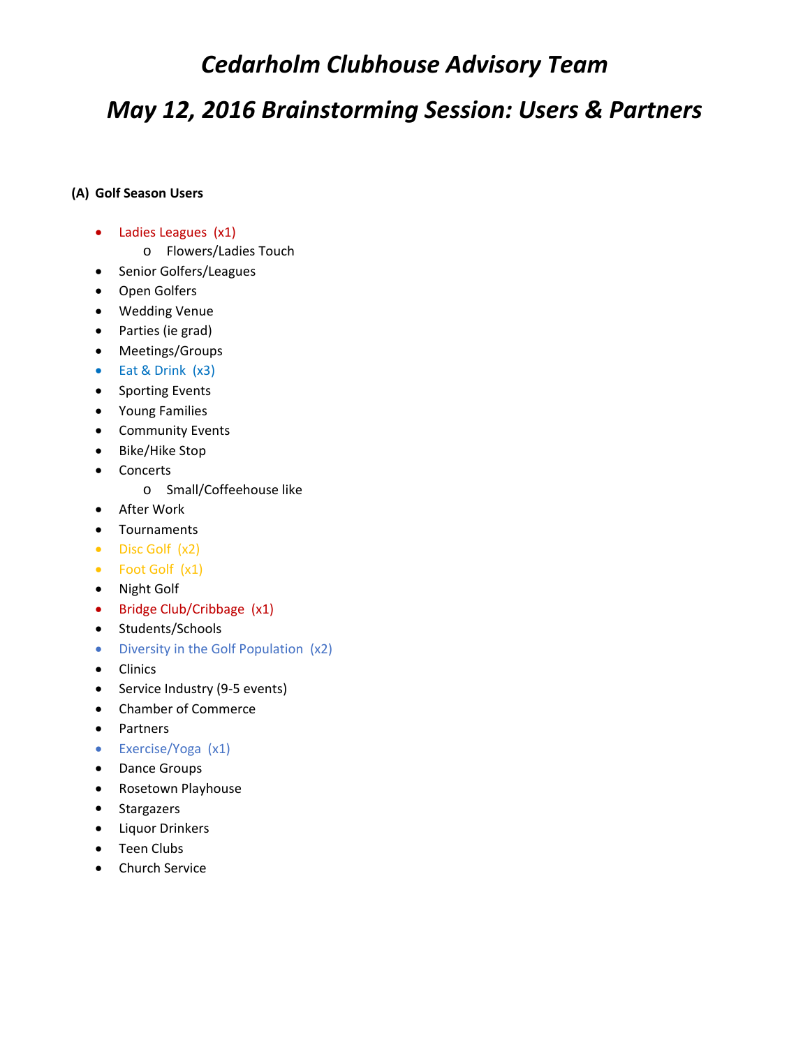# *Cedarholm Clubhouse Advisory Team*

# *May 12, 2016 Brainstorming Session: Users & Partners*

**(A) Golf Season Users**

- Ladies Leagues (x1)
  - Flowers/Ladies Touch
- Senior Golfers/Leagues
- Open Golfers
- Wedding Venue
- Parties (ie grad)
- Meetings/Groups
- Eat & Drink (x3)
- Sporting Events
- Young Families
- Community Events
- Bike/Hike Stop
- Concerts
  - Small/Coffeehouse like
- After Work
- Tournaments
- Disc Golf (x2)
- Foot Golf (x1)
- Night Golf
- Bridge Club/Cribbage (x1)
- Students/Schools
- Diversity in the Golf Population (x2)
- Clinics
- Service Industry (9-5 events)
- Chamber of Commerce
- Partners
- Exercise/Yoga (x1)
- Dance Groups
- Rosetown Playhouse
- Stargazers
- Liquor Drinkers
- Teen Clubs
- Church Service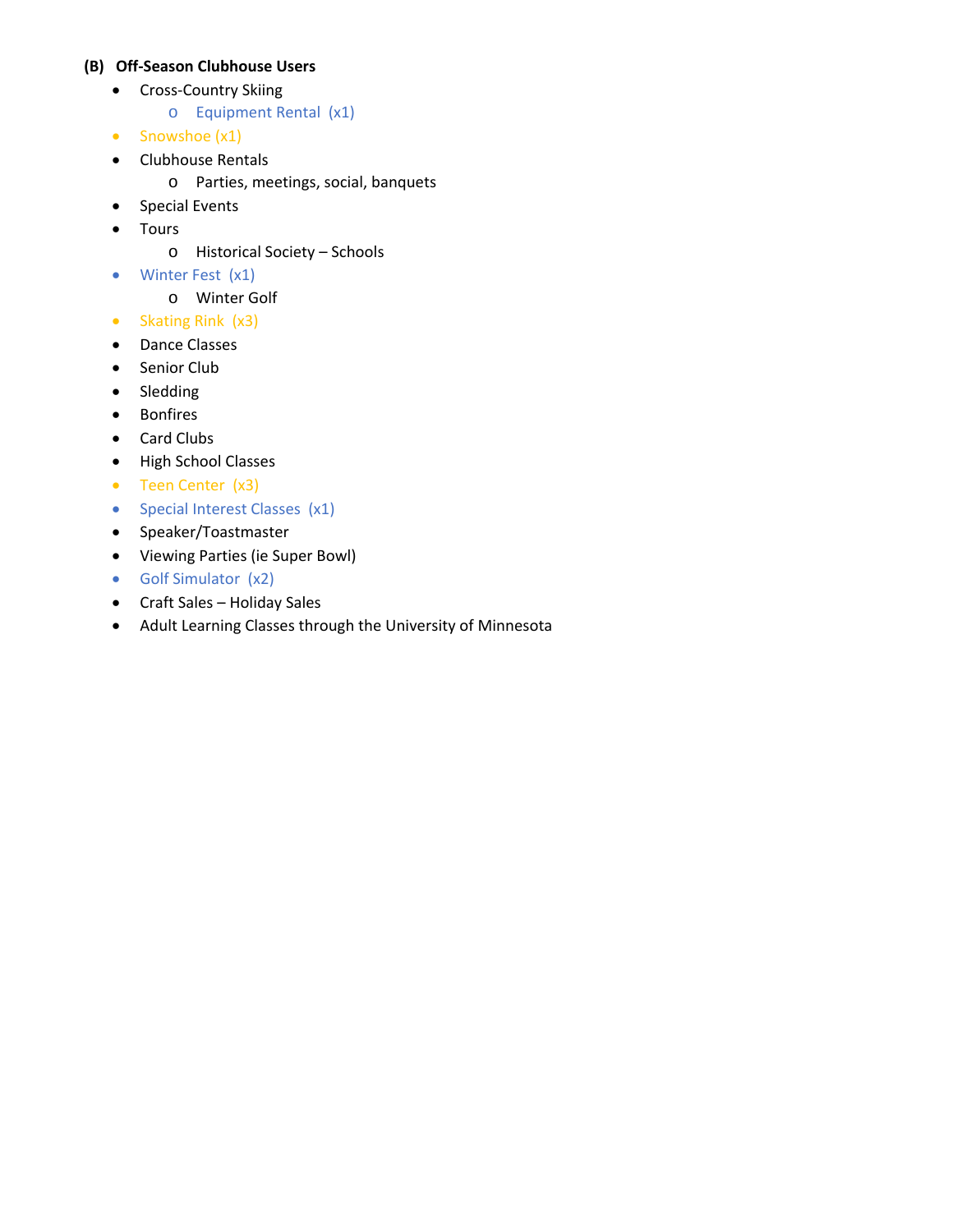**(B) Off-Season Clubhouse Users**

- Cross-Country Skiing
    - Equipment Rental (x1)
- Snowshoe (x1)
- Clubhouse Rentals
    - Parties, meetings, social, banquets
- Special Events
- Tours
    - Historical Society – Schools
- Winter Fest (x1)
    - Winter Golf
- Skating Rink (x3)
- Dance Classes
- Senior Club
- Sledding
- Bonfires
- Card Clubs
- High School Classes
- Teen Center (x3)
- Special Interest Classes (x1)
- Speaker/Toastmaster
- Viewing Parties (ie Super Bowl)
- Golf Simulator (x2)
- Craft Sales – Holiday Sales
- Adult Learning Classes through the University of Minnesota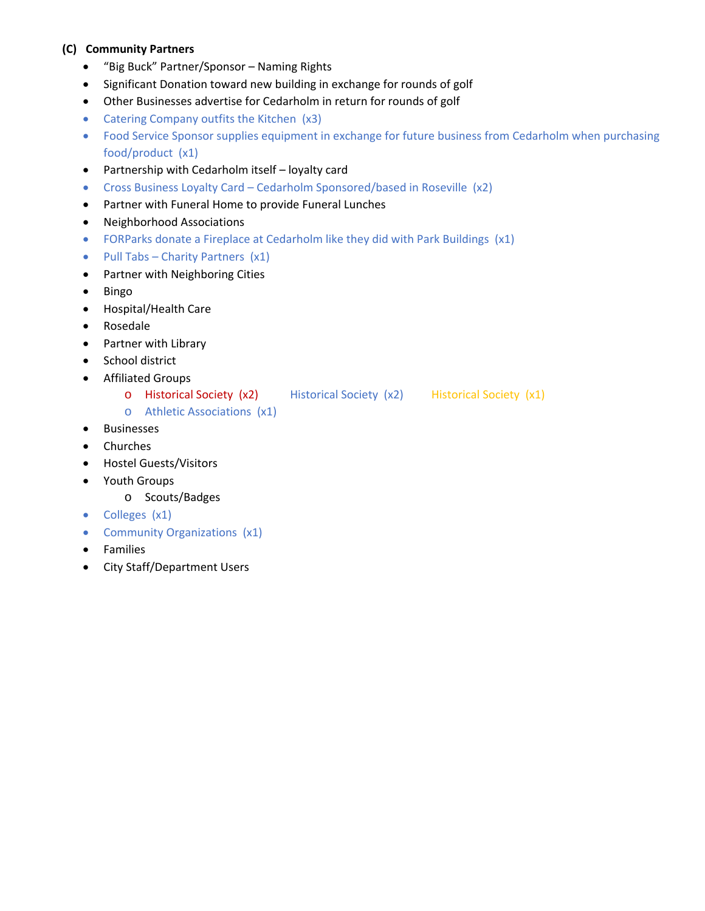**(C) Community Partners**

- "Big Buck" Partner/Sponsor – Naming Rights
- Significant Donation toward new building in exchange for rounds of golf
- Other Businesses advertise for Cedarholm in return for rounds of golf
- Catering Company outfits the Kitchen (x3)
- Food Service Sponsor supplies equipment in exchange for future business from Cedarholm when purchasing food/product (x1)
- Partnership with Cedarholm itself – loyalty card
- Cross Business Loyalty Card – Cedarholm Sponsored/based in Roseville (x2)
- Partner with Funeral Home to provide Funeral Lunches
- Neighborhood Associations
- FORParks donate a Fireplace at Cedarholm like they did with Park Buildings (x1)
- Pull Tabs – Charity Partners (x1)
- Partner with Neighboring Cities
- Bingo
- Hospital/Health Care
- Rosedale
- Partner with Library
- School district
- Affiliated Groups
  - Historical Society (x2) Historical Society (x2) Historical Society (x1)
  - Athletic Associations (x1)
- Businesses
- Churches
- Hostel Guests/Visitors
- Youth Groups
  - Scouts/Badges
- Colleges (x1)
- Community Organizations (x1)
- Families
- City Staff/Department Users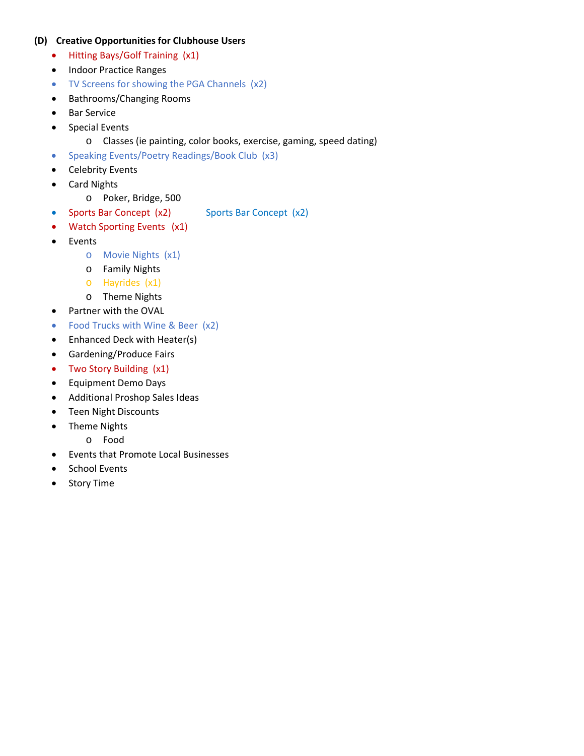**(D) Creative Opportunities for Clubhouse Users**

- Hitting Bays/Golf Training (x1)
- Indoor Practice Ranges
- TV Screens for showing the PGA Channels (x2)
- Bathrooms/Changing Rooms
- Bar Service
- Special Events
  - Classes (ie painting, color books, exercise, gaming, speed dating)
- Speaking Events/Poetry Readings/Book Club (x3)
- Celebrity Events
- Card Nights
  - Poker, Bridge, 500
- Sports Bar Concept (x2) Sports Bar Concept (x2)
- Watch Sporting Events (x1)
- Events
  - Movie Nights (x1)
  - Family Nights
  - Hayrides (x1)
  - Theme Nights
- Partner with the OVAL
- Food Trucks with Wine & Beer (x2)
- Enhanced Deck with Heater(s)
- Gardening/Produce Fairs
- Two Story Building (x1)
- Equipment Demo Days
- Additional Proshop Sales Ideas
- Teen Night Discounts
- Theme Nights
  - Food
- Events that Promote Local Businesses
- School Events
- Story Time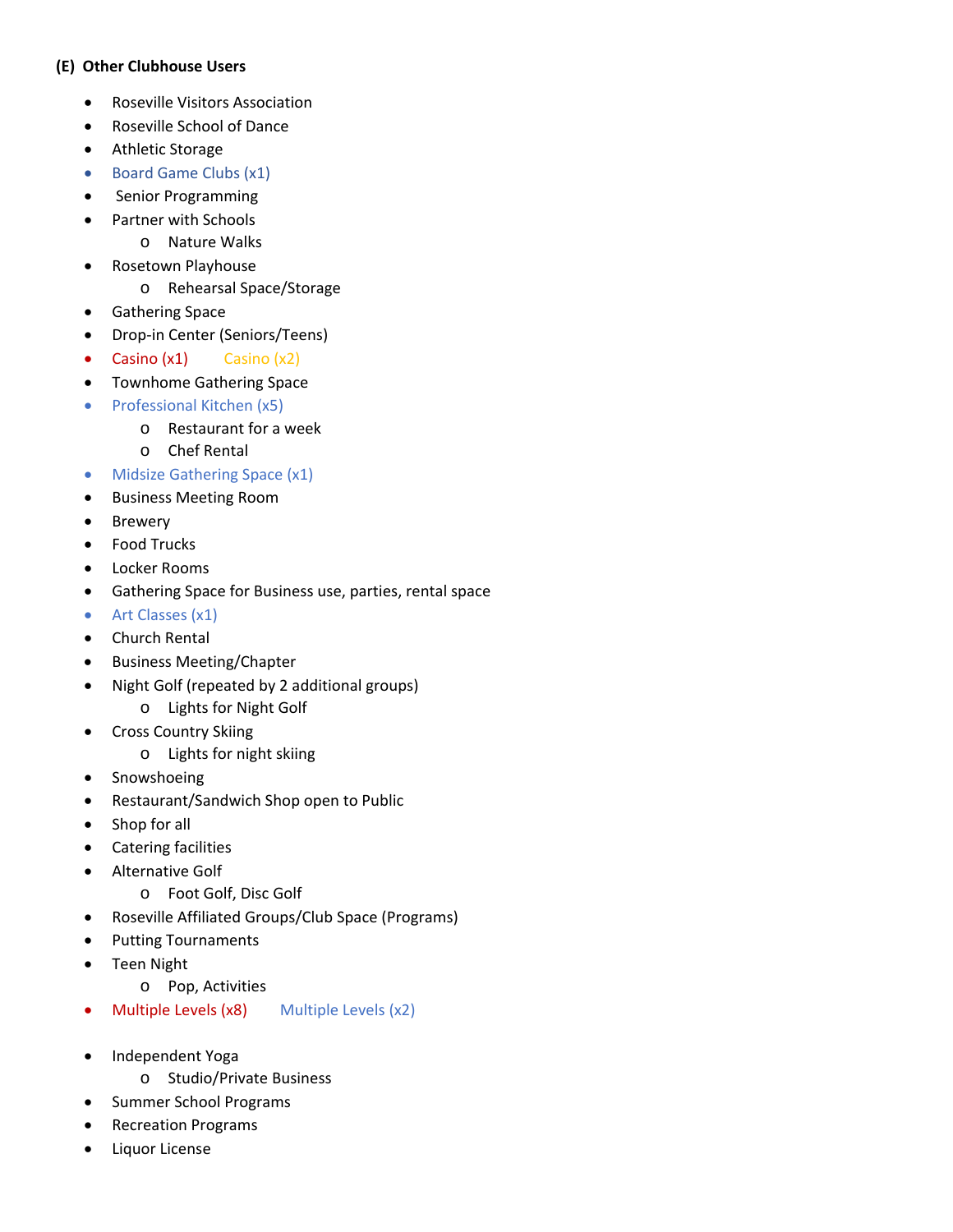**(E) Other Clubhouse Users**

- Roseville Visitors Association
- Roseville School of Dance
- Athletic Storage
- Board Game Clubs (x1)
- Senior Programming
- Partner with Schools
  - Nature Walks
- Rosetown Playhouse
  - Rehearsal Space/Storage
- Gathering Space
- Drop-in Center (Seniors/Teens)
- Casino (x1) Casino (x2)
- Townhome Gathering Space
- Professional Kitchen (x5)
  - Restaurant for a week
  - Chef Rental
- Midsize Gathering Space (x1)
- Business Meeting Room
- Brewery
- Food Trucks
- Locker Rooms
- Gathering Space for Business use, parties, rental space
- Art Classes (x1)
- Church Rental
- Business Meeting/Chapter
- Night Golf (repeated by 2 additional groups)
  - Lights for Night Golf
- Cross Country Skiing
  - Lights for night skiing
- Snowshoeing
- Restaurant/Sandwich Shop open to Public
- Shop for all
- Catering facilities
- Alternative Golf
  - Foot Golf, Disc Golf
- Roseville Affiliated Groups/Club Space (Programs)
- Putting Tournaments
- Teen Night
  - Pop, Activities
- Multiple Levels (x8) Multiple Levels (x2)
- Independent Yoga
  - Studio/Private Business
- Summer School Programs
- Recreation Programs
- Liquor License